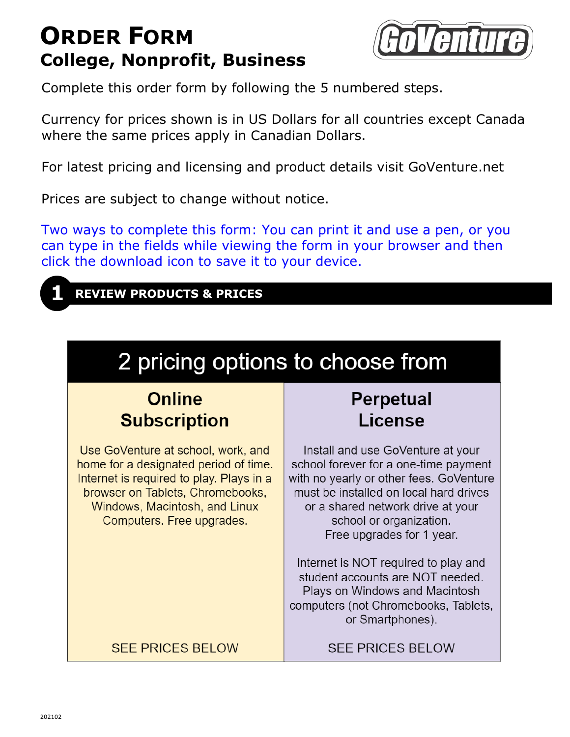# ORDER FORM
## College, Nonprofit, Business

GoVenture

Complete this order form by following the 5 numbered steps.

Currency for prices shown is in US Dollars for all countries except Canada where the same prices apply in Canadian Dollars.

For latest pricing and licensing and product details visit GoVenture.net

Prices are subject to change without notice.

Two ways to complete this form: You can print it and use a pen, or you can type in the fields while viewing the form in your browser and then click the download icon to save it to your device.

## 1 REVIEW PRODUCTS & PRICES

| 2 pricing options to choose from | |
|---|---|
| **Online Subscription** | **Perpetual License** |
| Use GoVenture at school, work, and home for a designated period of time. Internet is required to play. Plays in a browser on Tablets, Chromebooks, Windows, Macintosh, and Linux Computers. Free upgrades. | Install and use GoVenture at your school forever for a one-time payment with no yearly or other fees. GoVenture must be installed on local hard drives or a shared network drive at your school or organization. Free upgrades for 1 year. Internet is NOT required to play and student accounts are NOT needed. Plays on Windows and Macintosh computers (not Chromebooks, Tablets, or Smartphones). |
| SEE PRICES BELOW | SEE PRICES BELOW |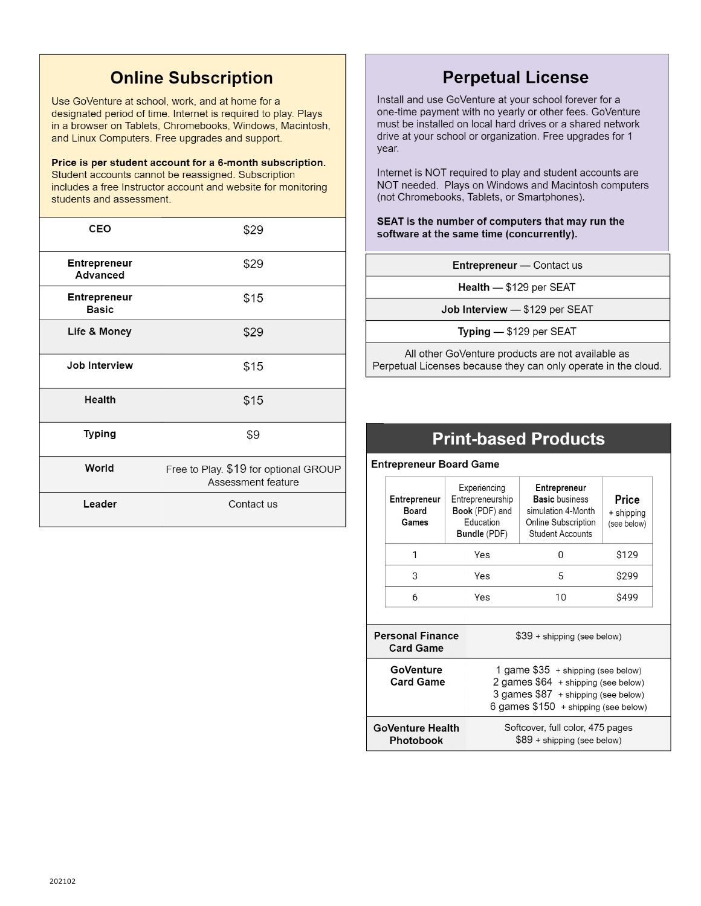## Online Subscription

Use GoVenture at school, work, and at home for a designated period of time. Internet is required to play. Plays in a browser on Tablets, Chromebooks, Windows, Macintosh, and Linux Computers. Free upgrades and support.

**Price is per student account for a 6-month subscription.** Student accounts cannot be reassigned. Subscription includes a free Instructor account and website for monitoring students and assessment.

| Product | Price |
|---|---|
| **CEO** | $29 |
| **Entrepreneur Advanced** | $29 |
| **Entrepreneur Basic** | $15 |
| **Life & Money** | $29 |
| **Job Interview** | $15 |
| **Health** | $15 |
| **Typing** | $9 |
| **World** | Free to Play. $19 for optional GROUP Assessment feature |
| **Leader** | Contact us |

## Perpetual License

Install and use GoVenture at your school forever for a one-time payment with no yearly or other fees. GoVenture must be installed on local hard drives or a shared network drive at your school or organization. Free upgrades for 1 year.

Internet is NOT required to play and student accounts are NOT needed. Plays on Windows and Macintosh computers (not Chromebooks, Tablets, or Smartphones).

**SEAT is the number of computers that may run the software at the same time (concurrently).**

| Perpetual License |
|---|
| **Entrepreneur** — Contact us |
| **Health** — $129 per SEAT |
| **Job Interview** — $129 per SEAT |
| **Typing** — $129 per SEAT |
| All other GoVenture products are not available as Perpetual Licenses because they can only operate in the cloud. |

## Print-based Products

**Entrepreneur Board Game**

| **Entrepreneur Board Games** | Experiencing Entrepreneurship **Book** (PDF) and Education **Bundle** (PDF) | **Entrepreneur Basic** business simulation 4-Month Online Subscription Student Accounts | **Price** + shipping (see below) |
|---|---|---|---|
| 1 | Yes | 0 | $129 |
| 3 | Yes | 5 | $299 |
| 6 | Yes | 10 | $499 |

| Product | Price |
|---|---|
| **Personal Finance Card Game** | $39 + shipping (see below) |
| **GoVenture Card Game** | 1 game $35 + shipping (see below)<br>2 games $64 + shipping (see below)<br>3 games $87 + shipping (see below)<br>6 games $150 + shipping (see below) |
| **GoVenture Health Photobook** | Softcover, full color, 475 pages<br>$89 + shipping (see below) |

202102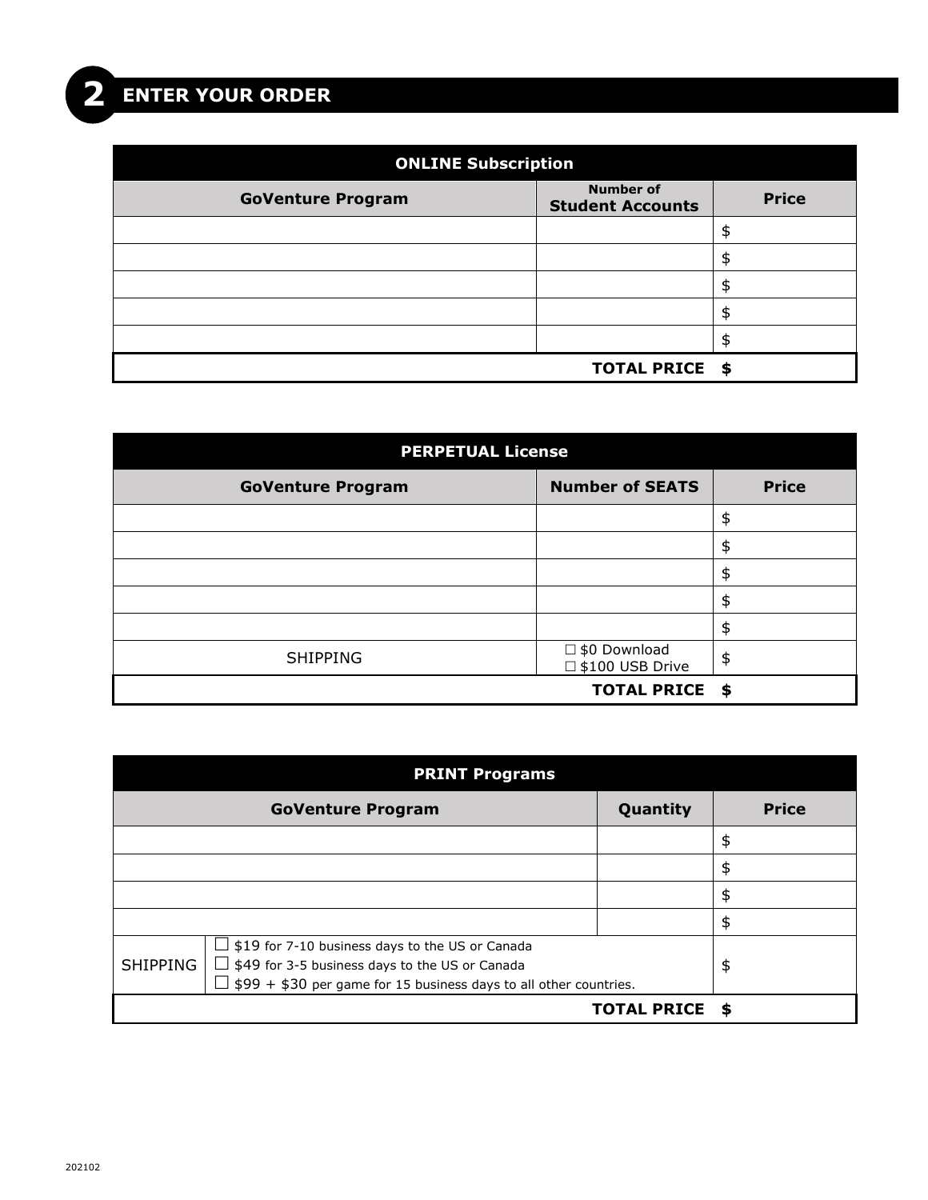## 2 ENTER YOUR ORDER

| ONLINE Subscription | | |
|---|---|---|
| **GoVenture Program** | **Number of Student Accounts** | **Price** |
| | | $ |
| | | $ |
| | | $ |
| | | $ |
| | | $ |
| | **TOTAL PRICE** | **$** |

| PERPETUAL License | | |
|---|---|---|
| **GoVenture Program** | **Number of SEATS** | **Price** |
| | | $ |
| | | $ |
| | | $ |
| | | $ |
| | | $ |
| SHIPPING | ☐ $0 Download<br>☐ $100 USB Drive | $ |
| | **TOTAL PRICE** | **$** |

| PRINT Programs | | | |
|---|---|---|---|
| **GoVenture Program** | | **Quantity** | **Price** |
| | | | $ |
| | | | $ |
| | | | $ |
| | | | $ |
| SHIPPING | ☐ $19 for 7-10 business days to the US or Canada<br>☐ $49 for 3-5 business days to the US or Canada<br>☐ $99 + $30 per game for 15 business days to all other countries. | | $ |
| | | **TOTAL PRICE** | **$** |

202102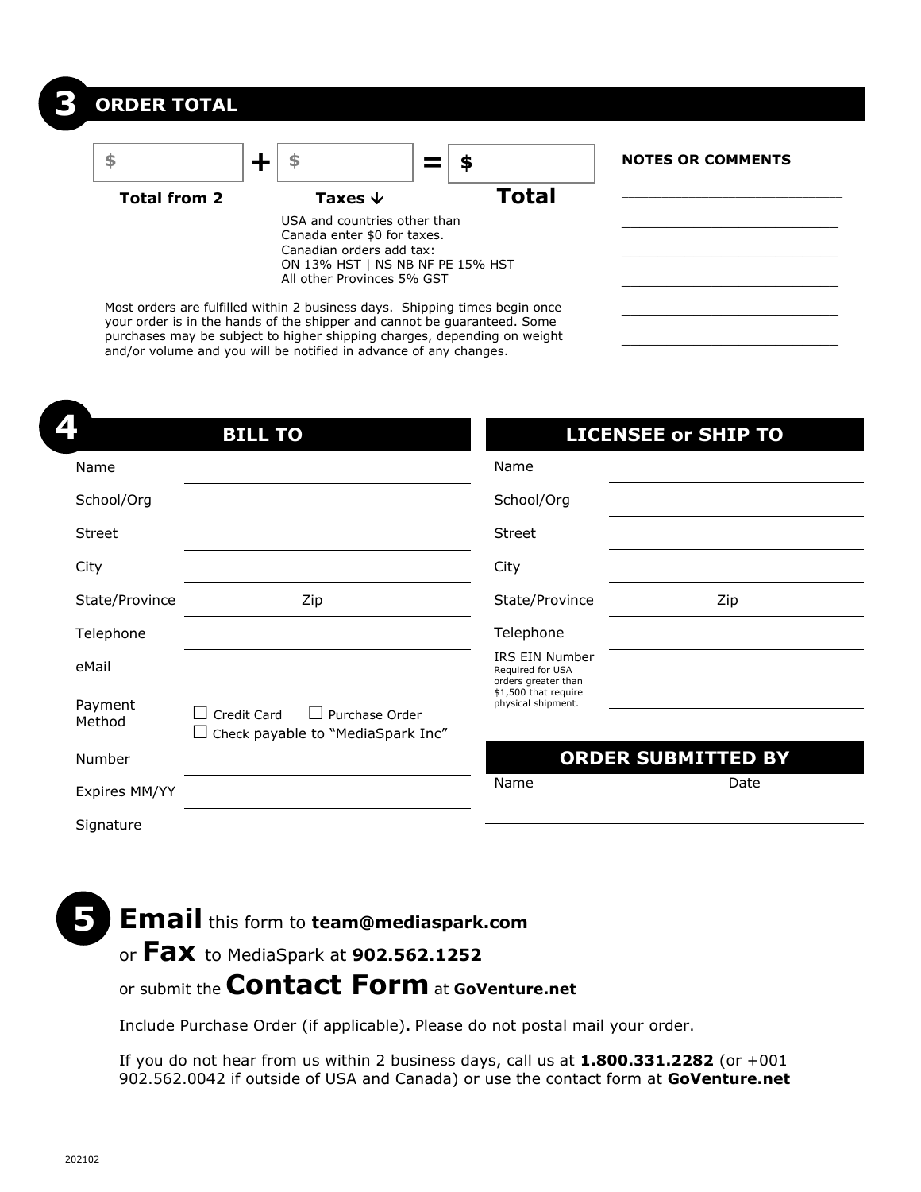## 3 ORDER TOTAL

| $ | + | $ | = | $ |
|---|---|---|---|---|
| **Total from 2** | | **Taxes ↓** | | **Total** |

USA and countries other than Canada enter $0 for taxes.
Canadian orders add tax:
ON 13% HST | NS NB NF PE 15% HST
All other Provinces 5% GST

Most orders are fulfilled within 2 business days. Shipping times begin once your order is in the hands of the shipper and cannot be guaranteed. Some purchases may be subject to higher shipping charges, depending on weight and/or volume and you will be notified in advance of any changes.

**NOTES OR COMMENTS**

______________________________

______________________________

______________________________

______________________________

______________________________

______________________________

## 4 BILL TO

| | |
|---|---|
| Name | |
| School/Org | |
| Street | |
| City | |
| State/Province | Zip |
| Telephone | |
| eMail | |
| Payment Method | ☐ Credit Card ☐ Purchase Order<br>☐ Check payable to "MediaSpark Inc" |
| Number | |
| Expires MM/YY | |
| Signature | |

## LICENSEE or SHIP TO

| | |
|---|---|
| Name | |
| School/Org | |
| Street | |
| City | |
| State/Province | Zip |
| Telephone | |
| IRS EIN Number<br>Required for USA orders greater than $1,500 that require physical shipment. | |

## ORDER SUBMITTED BY

| | |
|---|---|
| Name | Date |

## 5 **Email** this form to **team@mediaspark.com**

or **Fax** to MediaSpark at **902.562.1252**

or submit the **Contact Form** at **GoVenture.net**

Include Purchase Order (if applicable)**.** Please do not postal mail your order.

If you do not hear from us within 2 business days, call us at **1.800.331.2282** (or +001 902.562.0042 if outside of USA and Canada) or use the contact form at **GoVenture.net**

202102